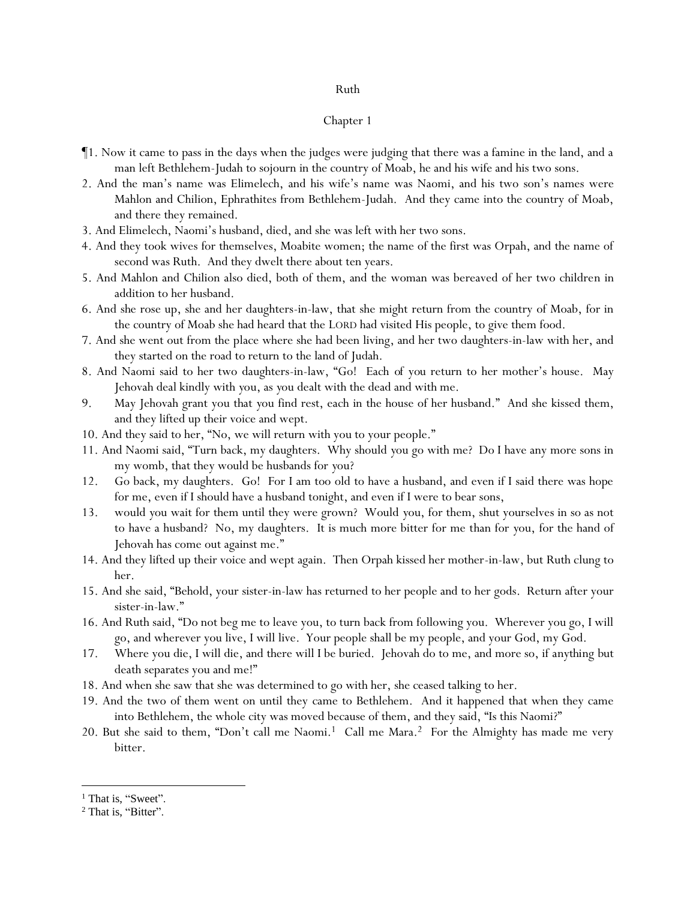# Ruth

## Chapter 1

¶1. Now it came to pass in the days when the judges were judging that there was a famine in the land, and a man left Bethlehem-Judah to sojourn in the country of Moab, he and his wife and his two sons.

2. And the man's name was Elimelech, and his wife's name was Naomi, and his two son's names were Mahlon and Chilion, Ephrathites from Bethlehem-Judah. And they came into the country of Moab, and there they remained.

3. And Elimelech, Naomi's husband, died, and she was left with her two sons.

4. And they took wives for themselves, Moabite women; the name of the first was Orpah, and the name of second was Ruth. And they dwelt there about ten years.

5. And Mahlon and Chilion also died, both of them, and the woman was bereaved of her two children in addition to her husband.

6. And she rose up, she and her daughters-in-law, that she might return from the country of Moab, for in the country of Moab she had heard that the LORD had visited His people, to give them food.

7. And she went out from the place where she had been living, and her two daughters-in-law with her, and they started on the road to return to the land of Judah.

8. And Naomi said to her two daughters-in-law, "Go! Each of you return to her mother's house. May Jehovah deal kindly with you, as you dealt with the dead and with me.

9. May Jehovah grant you that you find rest, each in the house of her husband." And she kissed them, and they lifted up their voice and wept.

10. And they said to her, "No, we will return with you to your people."

11. And Naomi said, "Turn back, my daughters. Why should you go with me? Do I have any more sons in my womb, that they would be husbands for you?

12. Go back, my daughters. Go! For I am too old to have a husband, and even if I said there was hope for me, even if I should have a husband tonight, and even if I were to bear sons,

13. would you wait for them until they were grown? Would you, for them, shut yourselves in so as not to have a husband? No, my daughters. It is much more bitter for me than for you, for the hand of Jehovah has come out against me."

14. And they lifted up their voice and wept again. Then Orpah kissed her mother-in-law, but Ruth clung to her.

15. And she said, "Behold, your sister-in-law has returned to her people and to her gods. Return after your sister-in-law."

16. And Ruth said, "Do not beg me to leave you, to turn back from following you. Wherever you go, I will go, and wherever you live, I will live. Your people shall be my people, and your God, my God.

17. Where you die, I will die, and there will I be buried. Jehovah do to me, and more so, if anything but death separates you and me!"

18. And when she saw that she was determined to go with her, she ceased talking to her.

19. And the two of them went on until they came to Bethlehem. And it happened that when they came into Bethlehem, the whole city was moved because of them, and they said, "Is this Naomi?"

20. But she said to them, "Don't call me Naomi.[1] Call me Mara.[2] For the Almighty has made me very bitter.

---

[1] That is, "Sweet".

[2] That is, "Bitter".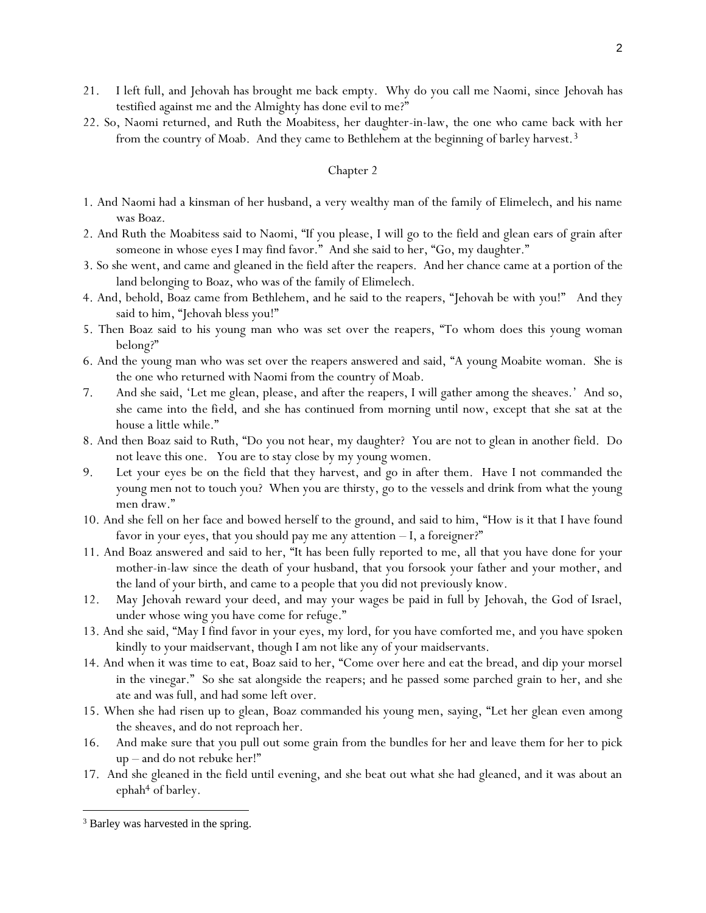21. I left full, and Jehovah has brought me back empty. Why do you call me Naomi, since Jehovah has testified against me and the Almighty has done evil to me?"
22. So, Naomi returned, and Ruth the Moabitess, her daughter-in-law, the one who came back with her from the country of Moab. And they came to Bethlehem at the beginning of barley harvest.[3]

## Chapter 2

1. And Naomi had a kinsman of her husband, a very wealthy man of the family of Elimelech, and his name was Boaz.
2. And Ruth the Moabitess said to Naomi, "If you please, I will go to the field and glean ears of grain after someone in whose eyes I may find favor." And she said to her, "Go, my daughter."
3. So she went, and came and gleaned in the field after the reapers. And her chance came at a portion of the land belonging to Boaz, who was of the family of Elimelech.
4. And, behold, Boaz came from Bethlehem, and he said to the reapers, "Jehovah be with you!" And they said to him, "Jehovah bless you!"
5. Then Boaz said to his young man who was set over the reapers, "To whom does this young woman belong?"
6. And the young man who was set over the reapers answered and said, "A young Moabite woman. She is the one who returned with Naomi from the country of Moab.
7. And she said, 'Let me glean, please, and after the reapers, I will gather among the sheaves.' And so, she came into the field, and she has continued from morning until now, except that she sat at the house a little while."
8. And then Boaz said to Ruth, "Do you not hear, my daughter? You are not to glean in another field. Do not leave this one. You are to stay close by my young women.
9. Let your eyes be on the field that they harvest, and go in after them. Have I not commanded the young men not to touch you? When you are thirsty, go to the vessels and drink from what the young men draw."
10. And she fell on her face and bowed herself to the ground, and said to him, "How is it that I have found favor in your eyes, that you should pay me any attention – I, a foreigner?"
11. And Boaz answered and said to her, "It has been fully reported to me, all that you have done for your mother-in-law since the death of your husband, that you forsook your father and your mother, and the land of your birth, and came to a people that you did not previously know.
12. May Jehovah reward your deed, and may your wages be paid in full by Jehovah, the God of Israel, under whose wing you have come for refuge."
13. And she said, "May I find favor in your eyes, my lord, for you have comforted me, and you have spoken kindly to your maidservant, though I am not like any of your maidservants.
14. And when it was time to eat, Boaz said to her, "Come over here and eat the bread, and dip your morsel in the vinegar." So she sat alongside the reapers; and he passed some parched grain to her, and she ate and was full, and had some left over.
15. When she had risen up to glean, Boaz commanded his young men, saying, "Let her glean even among the sheaves, and do not reproach her.
16. And make sure that you pull out some grain from the bundles for her and leave them for her to pick up – and do not rebuke her!"
17. And she gleaned in the field until evening, and she beat out what she had gleaned, and it was about an ephah[4] of barley.

---

[3] Barley was harvested in the spring.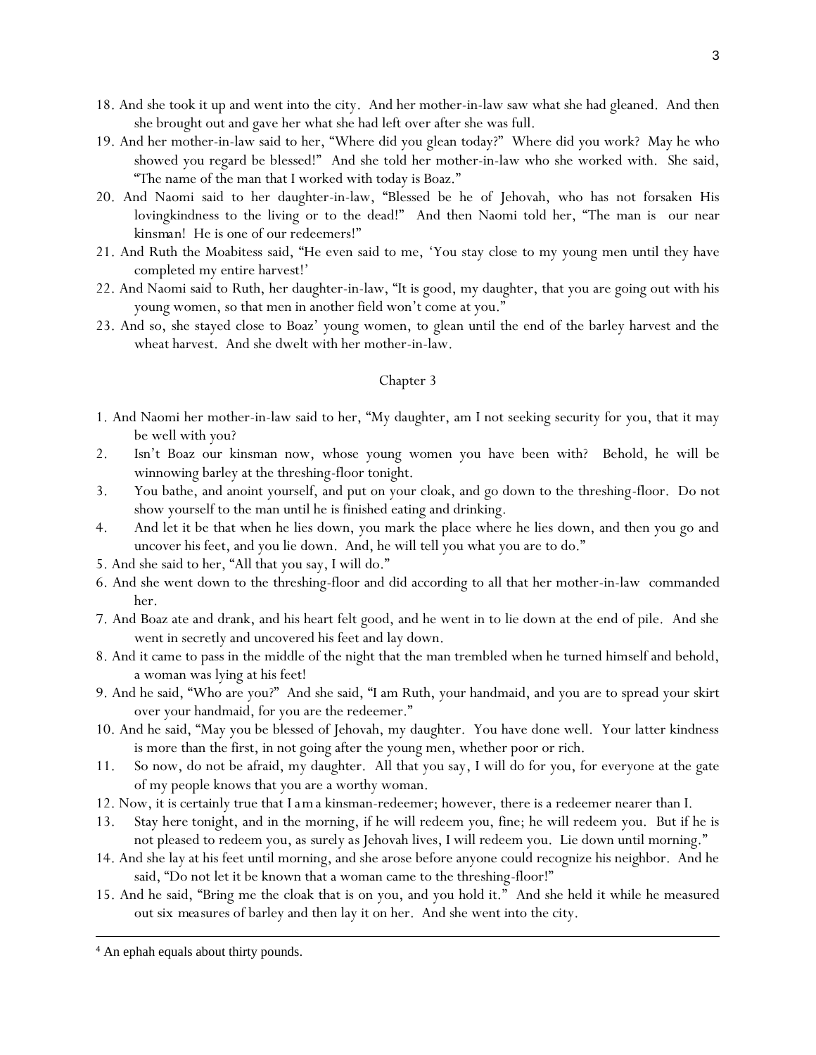18. And she took it up and went into the city. And her mother-in-law saw what she had gleaned. And then she brought out and gave her what she had left over after she was full.
19. And her mother-in-law said to her, "Where did you glean today?" Where did you work? May he who showed you regard be blessed!" And she told her mother-in-law who she worked with. She said, "The name of the man that I worked with today is Boaz."
20. And Naomi said to her daughter-in-law, "Blessed be he of Jehovah, who has not forsaken His lovingkindness to the living or to the dead!" And then Naomi told her, "The man is our near kinsman! He is one of our redeemers!"
21. And Ruth the Moabitess said, "He even said to me, 'You stay close to my young men until they have completed my entire harvest!'
22. And Naomi said to Ruth, her daughter-in-law, "It is good, my daughter, that you are going out with his young women, so that men in another field won't come at you."
23. And so, she stayed close to Boaz' young women, to glean until the end of the barley harvest and the wheat harvest. And she dwelt with her mother-in-law.

## Chapter 3

1. And Naomi her mother-in-law said to her, "My daughter, am I not seeking security for you, that it may be well with you?
2. Isn't Boaz our kinsman now, whose young women you have been with? Behold, he will be winnowing barley at the threshing-floor tonight.
3. You bathe, and anoint yourself, and put on your cloak, and go down to the threshing-floor. Do not show yourself to the man until he is finished eating and drinking.
4. And let it be that when he lies down, you mark the place where he lies down, and then you go and uncover his feet, and you lie down. And, he will tell you what you are to do."
5. And she said to her, "All that you say, I will do."
6. And she went down to the threshing-floor and did according to all that her mother-in-law commanded her.
7. And Boaz ate and drank, and his heart felt good, and he went in to lie down at the end of pile. And she went in secretly and uncovered his feet and lay down.
8. And it came to pass in the middle of the night that the man trembled when he turned himself and behold, a woman was lying at his feet!
9. And he said, "Who are you?" And she said, "I am Ruth, your handmaid, and you are to spread your skirt over your handmaid, for you are the redeemer."
10. And he said, "May you be blessed of Jehovah, my daughter. You have done well. Your latter kindness is more than the first, in not going after the young men, whether poor or rich.
11. So now, do not be afraid, my daughter. All that you say, I will do for you, for everyone at the gate of my people knows that you are a worthy woman.
12. Now, it is certainly true that I am a kinsman-redeemer; however, there is a redeemer nearer than I.
13. Stay here tonight, and in the morning, if he will redeem you, fine; he will redeem you. But if he is not pleased to redeem you, as surely as Jehovah lives, I will redeem you. Lie down until morning."
14. And she lay at his feet until morning, and she arose before anyone could recognize his neighbor. And he said, "Do not let it be known that a woman came to the threshing-floor!"
15. And he said, "Bring me the cloak that is on you, and you hold it." And she held it while he measured out six measures of barley and then lay it on her. And she went into the city.

---

[4] An ephah equals about thirty pounds.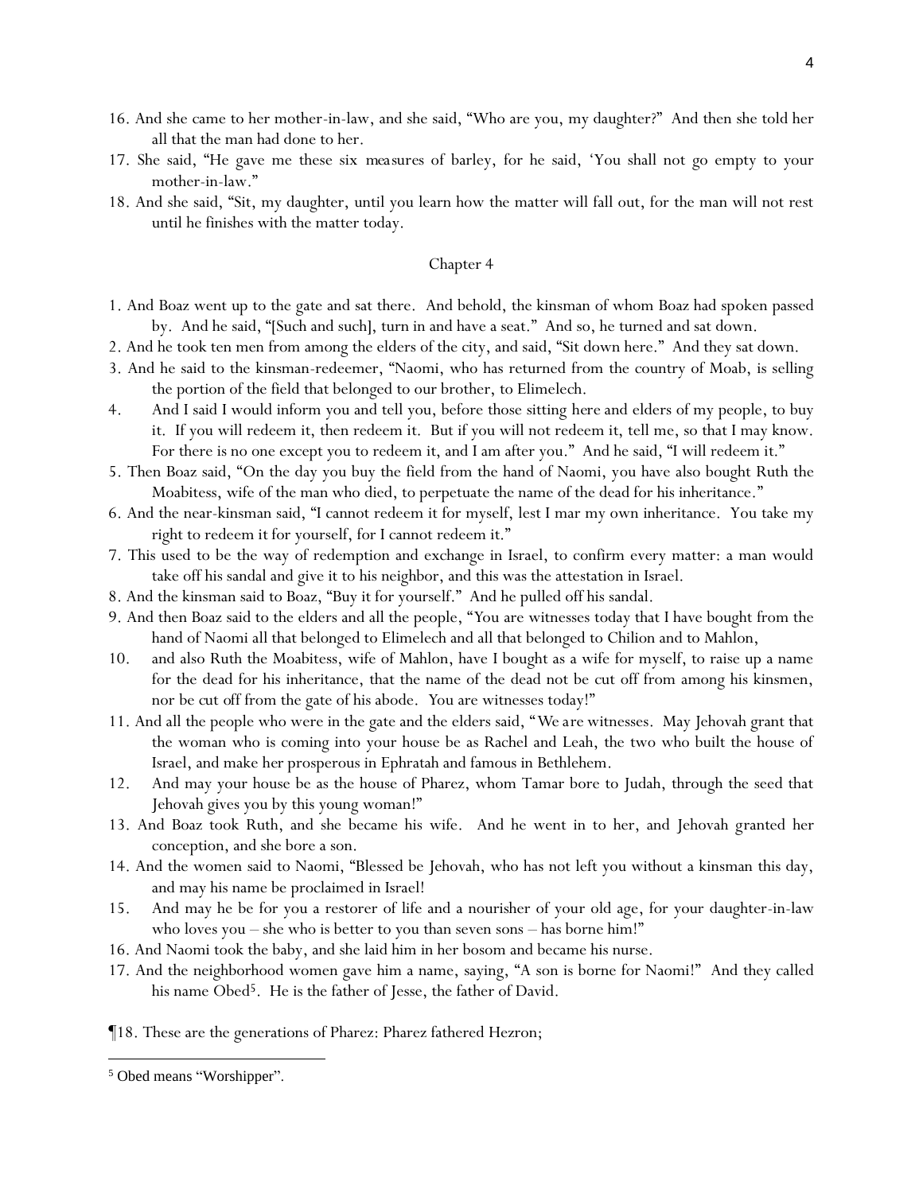16. And she came to her mother-in-law, and she said, "Who are you, my daughter?" And then she told her all that the man had done to her.

17. She said, "He gave me these six *measures* of barley, for he said, 'You shall not go empty to your mother-in-law.'"

18. And she said, "Sit, my daughter, until you learn how the matter will fall out, for the man will not rest until he finishes with the matter today.

## Chapter 4

1. And Boaz went up to the gate and sat there. And behold, the kinsman of whom Boaz had spoken passed by. And he said, "[Such and such], turn in and have a seat." And so, he turned and sat down.

2. And he took ten men from among the elders of the city, and said, "Sit down here." And they sat down.

3. And he said to the kinsman-redeemer, "Naomi, who has returned from the country of Moab, is selling the portion of the field that belonged to our brother, to Elimelech.

4. And I said I would inform you and tell you, before those sitting here and elders of my people, to buy it. If you will redeem it, then redeem it. But if you will not redeem it, tell me, so that I may know. For there is no one except you to redeem it, and I am after you." And he said, "I will redeem it."

5. Then Boaz said, "On the day you buy the field from the hand of Naomi, you have also bought Ruth the Moabitess, wife of the man who died, to perpetuate the name of the dead for his inheritance."

6. And the near-kinsman said, "I cannot redeem it for myself, lest I mar my own inheritance. You take my right to redeem it for yourself, for I cannot redeem it."

7. This used to be the way of redemption and exchange in Israel, to confirm every matter: a man would take off his sandal and give it to his neighbor, and this was the attestation in Israel.

8. And the kinsman said to Boaz, "Buy it for yourself." And he pulled off his sandal.

9. And then Boaz said to the elders and all the people, "You are witnesses today that I have bought from the hand of Naomi all that belonged to Elimelech and all that belonged to Chilion and to Mahlon,

10. and also Ruth the Moabitess, wife of Mahlon, have I bought as a wife for myself, to raise up a name for the dead for his inheritance, that the name of the dead not be cut off from among his kinsmen, nor be cut off from the gate of his abode. You are witnesses today!"

11. And all the people who were in the gate and the elders said, "*We are* witnesses. May Jehovah grant that the woman who is coming into your house be as Rachel and Leah, the two who built the house of Israel, and make her prosperous in Ephratah and famous in Bethlehem.

12. And may your house be as the house of Pharez, whom Tamar bore to Judah, through the seed that Jehovah gives you by this young woman!"

13. And Boaz took Ruth, and she became his wife. And he went in to her, and Jehovah granted her conception, and she bore a son.

14. And the women said to Naomi, "Blessed be Jehovah, who has not left you without a kinsman this day, and may his name be proclaimed in Israel!

15. And may he be for you a restorer of life and a nourisher of your old age, for your daughter-in-law who loves you – she who is better to you than seven sons – has borne him!"

16. And Naomi took the baby, and she laid him in her bosom and became his nurse.

17. And the neighborhood women gave him a name, saying, "A son is borne for Naomi!" And they called his name Obed[5]. He is the father of Jesse, the father of David.

¶18. These are the generations of Pharez: Pharez fathered Hezron;

---

[5] Obed means "Worshipper".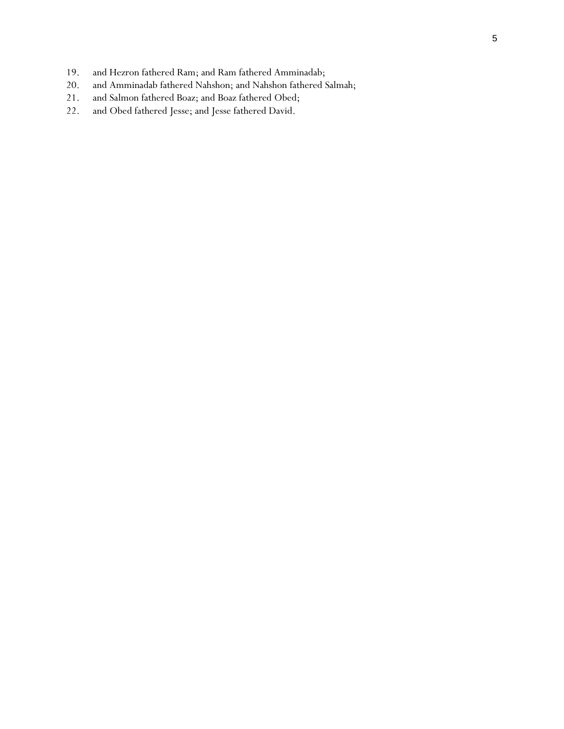19. and Hezron fathered Ram; and Ram fathered Amminadab;
20. and Amminadab fathered Nahshon; and Nahshon fathered Salmah;
21. and Salmon fathered Boaz; and Boaz fathered Obed;
22. and Obed fathered Jesse; and Jesse fathered David.